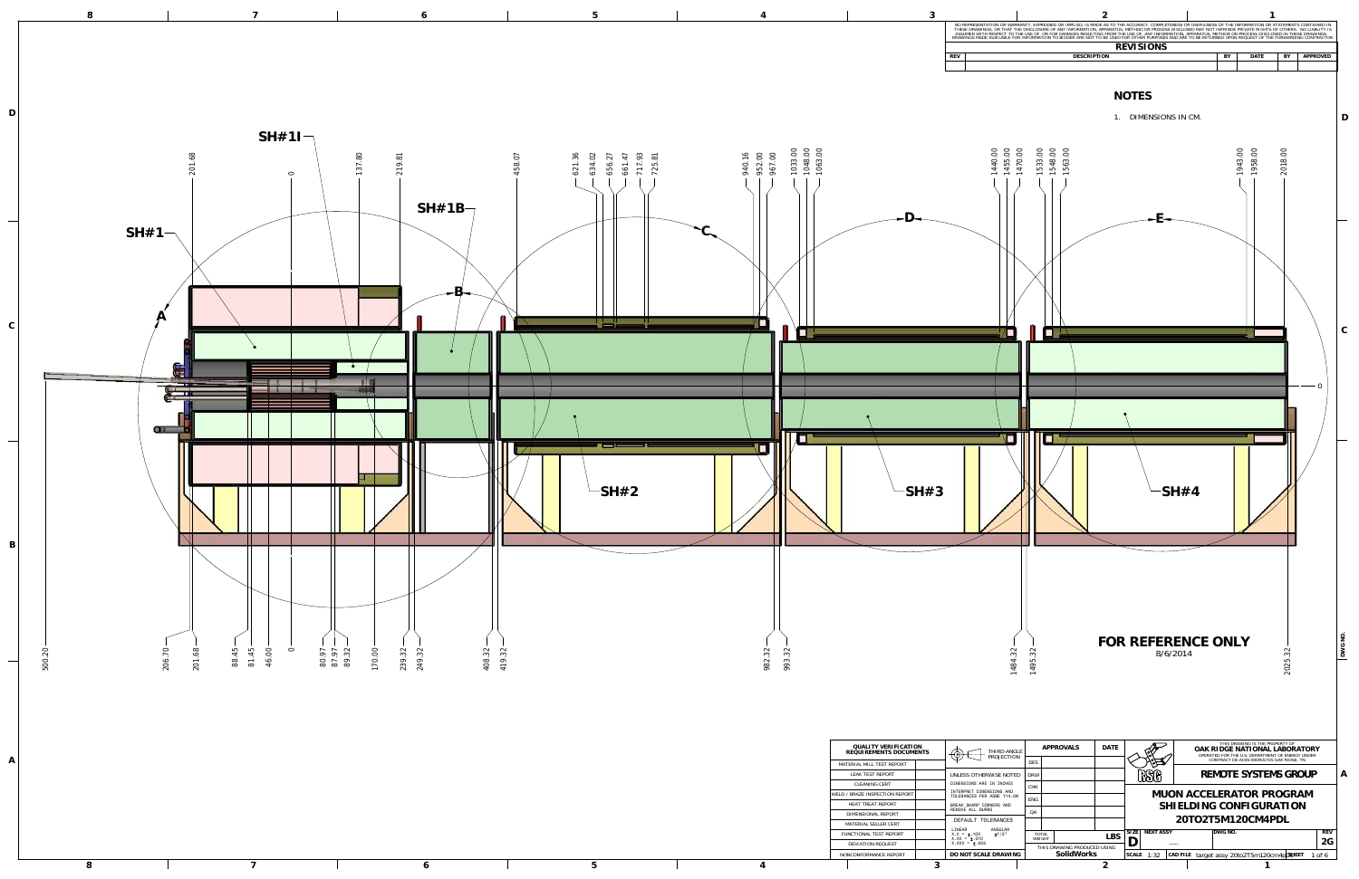NO REPRESENTATION OR WARRANTY, EXPRESSED OR IMPLIED, IS MADE AS TO THE ACCURACY, COMPLETENESS OR USEFULNESS OF THE INFORMATION OR STATEMENTS CONTAINED IN THESE DRAWINGS, OR THAT THE DISCLOSURE OF ANY INFORMATION, APPARATUS, METHOD OR PROCESS DISCLOSED MAY NOT INFRINGE PRIVATE RIGHTS OF OTHERS. NO LIABILITY IS ASSUMED WITH RESPECT TO THE USE OF, OR FOR DAMAGES RESULTING FROM THE USE OF, ANY INFORMATION, APPARATUS, METHOD OR PROCESS DISCLOSED IN THESE DRAWINGS. DRAWINGS MADE AVAILABLE FOR INFORMATION TO BIDDER ARE NOT TO BE USED FOR OTHER PURPOSES AND ARE TO BE RETURNED UPON REQUEST OF THE FORWARDING CONTRACTOR.

**REVISIONS**

| REV | DESCRIPTION | BY | DATE | BY | APPROVED |
|---|---|---|---|---|---|
| | | | | | |

## NOTES

1. DIMENSIONS IN CM.

SH#1I
SH#1B
SH#1
SH#2
SH#3
SH#4
A
B
C
D
E

201.68 0 137.80 219.81 458.07 621.36 634.02 656.27 661.47 717.93 725.81 940.16 952.00 967.00 1033.00 1048.00 1063.00 1440.00 1455.00 1470.00 1533.00 1548.00 1563.00 1943.00 1958.00 2018.00

500.20 206.70 201.68 88.45 81.45 46.00 0 80.97 87.97 89.32 170.00 239.32 249.32 408.32 419.32 982.32 993.32 1484.32 1495.32 2025.32

0

**FOR REFERENCE ONLY**
8/6/2014

| QUALITY VERIFICATION REQUIREMENTS DOCUMENTS | |
|---|---|
| MATERIAL MILL TEST REPORT | |
| LEAK TEST REPORT | |
| CLEANING CERT | |
| WELD / BRAZE INSPECTION REPORT | |
| HEAT TREAT REPORT | |
| DIMENSIONAL REPORT | |
| MATERIAL SELLER CERT | |
| FUNCTIONAL TEST REPORT | |
| DEVIATION REQUEST | |
| NONCONFORMANCE REPORT | |

THIRD-ANGLE PROJECTION

UNLESS OTHERWISE NOTED
DIMENSIONS ARE IN INCHES
INTERPRET DIMENSIONS AND TOLERANCES PER ASME Y14.5M
BREAK SHARP CORNERS AND REMOVE ALL BURRS

DEFAULT TOLERANCES
LINEAR: X.X = ±.030, X.XX = ±.010, X.XXX = ±.005
ANGULAR: ±1/2°

DO NOT SCALE DRAWING

| APPROVALS | | DATE |
|---|---|---|
| DES | | |
| DRW | | |
| CHK | | |
| ENG | | |
| QA | | |

TOTAL WEIGHT — LBS

THIS DRAWING PRODUCED USING SolidWorks

THIS DRAWING IS THE PROPERTY OF
**OAK RIDGE NATIONAL LABORATORY**
OPERATED FOR THE U.S. DEPARTMENT OF ENERGY UNDER CONTRACT DE-AC05-00OR22725 OAK RIDGE, TN

RSG

**REMOTE SYSTEMS GROUP**

**MUON ACCELERATOR PROGRAM**
**SHIELDING CONFIGURATION**
**20TO2T5M120CM4PDL**

| SIZE | NEXT ASSY | DWG NO. | REV |
|---|---|---|---|
| D | ----- | | 2G |
| SCALE 1:32 | CAD FILE target assy 20to2T5m120cm4pdl | SHEET 1 of 6 | |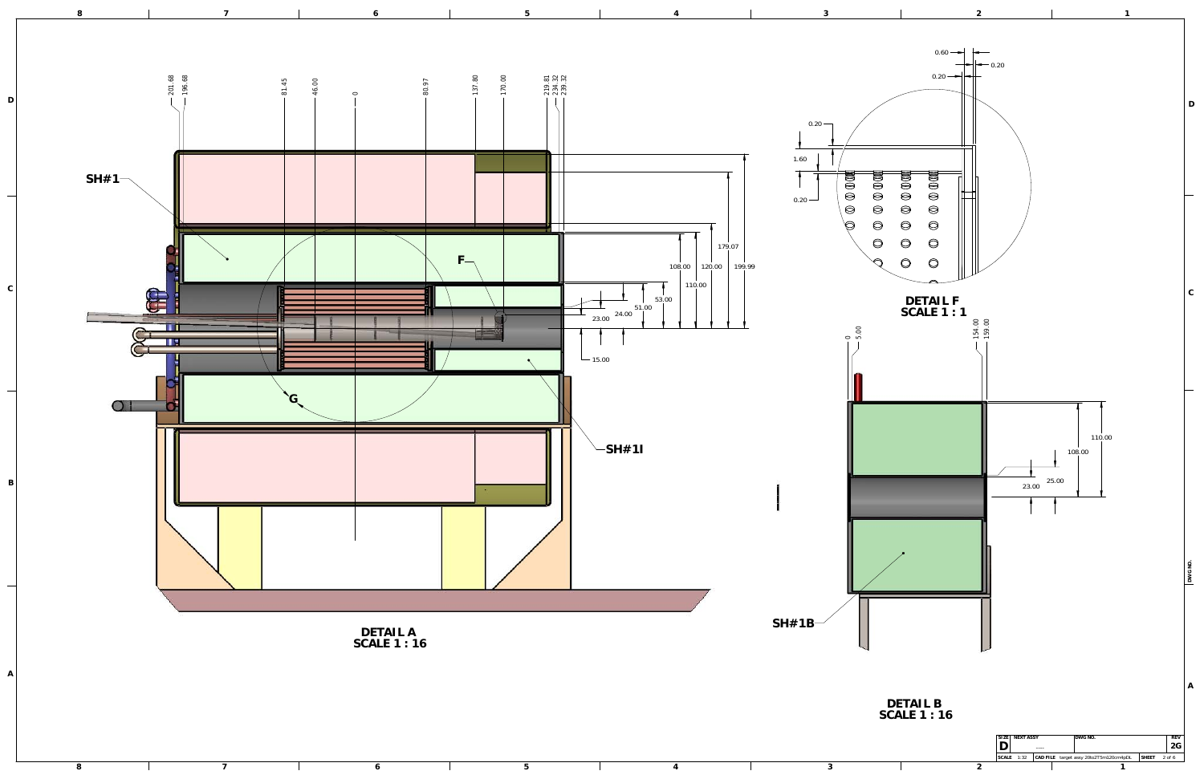201.68
196.68
81.45
46.00
0
80.97
137.80
170.00
219.81
234.32
239.32

SH#1

F

G

179.07
108.00
120.00
199.99
110.00
53.00
51.00
24.00
23.00
15.00

SH#1I

DETAIL A
SCALE 1 : 16

0.60
0.20
0.20
0.20
1.60
0.20

DETAIL F
SCALE 1 : 1

0
5.00
154.00
159.00

110.00
108.00
25.00
23.00

SH#1B

DETAIL B
SCALE 1 : 16

| SIZE | NEXT ASSY | DWG NO. | REV |
| --- | --- | --- | --- |
| D | ----- | | 2G |
| SCALE 1:32 | CAD FILE target assy 20to2T5m120cm4pDL | SHEET 2 of 6 | |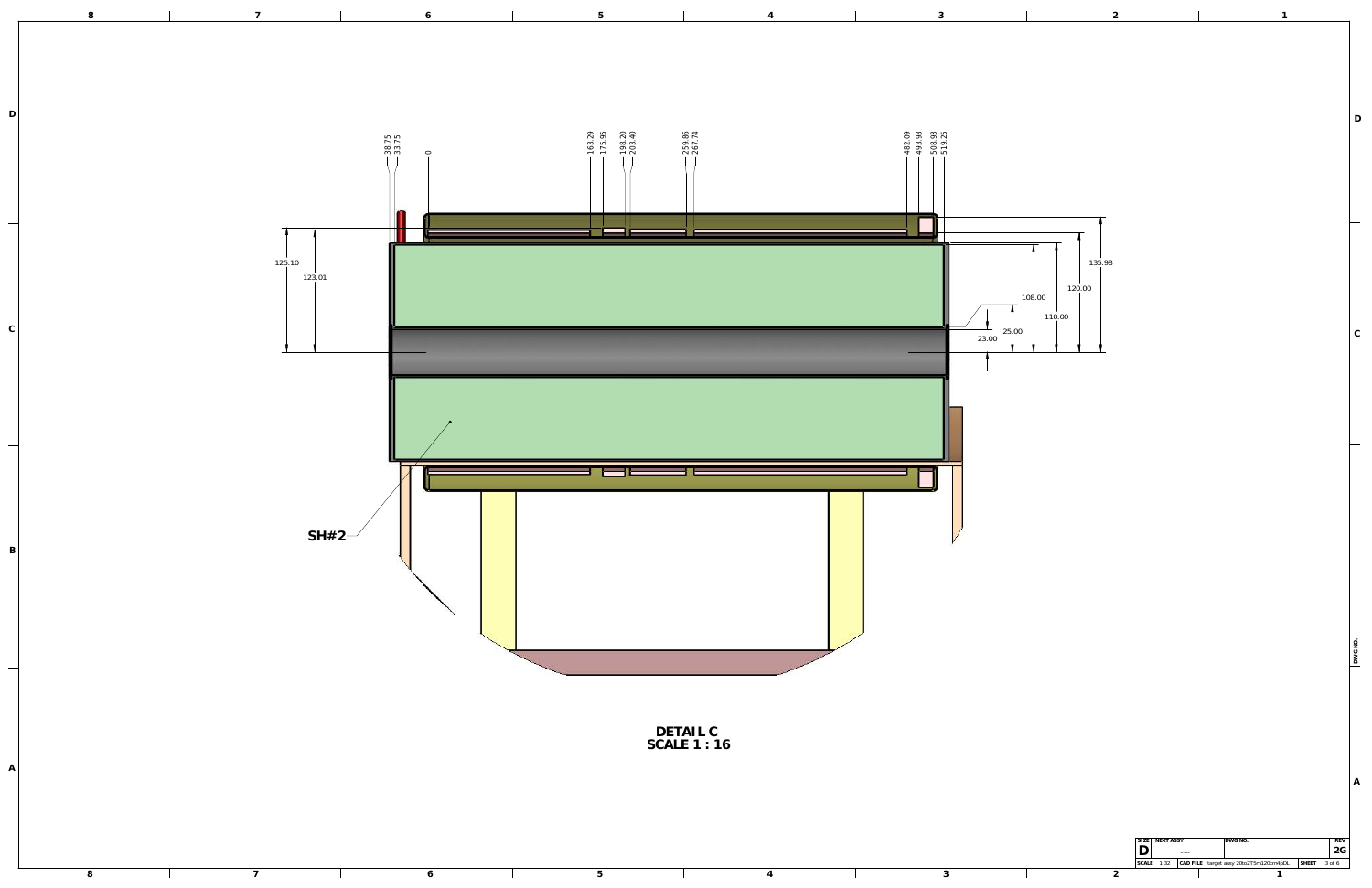38.75
33.75
0
163.29
175.95
198.20
203.40
259.86
267.74
482.09
493.93
508.93
519.25

125.10
123.01

135.98
120.00
108.00
110.00
25.00
23.00

SH#2

**DETAIL C**
**SCALE 1 : 16**

| SIZE | NEXT ASSY | DWG NO. | REV |
|---|---|---|---|
| D | ----- | | 2G |
| SCALE 1:32 | CAD FILE target assy 20to2TSm120cm4pDL | SHEET 3 of 6 | |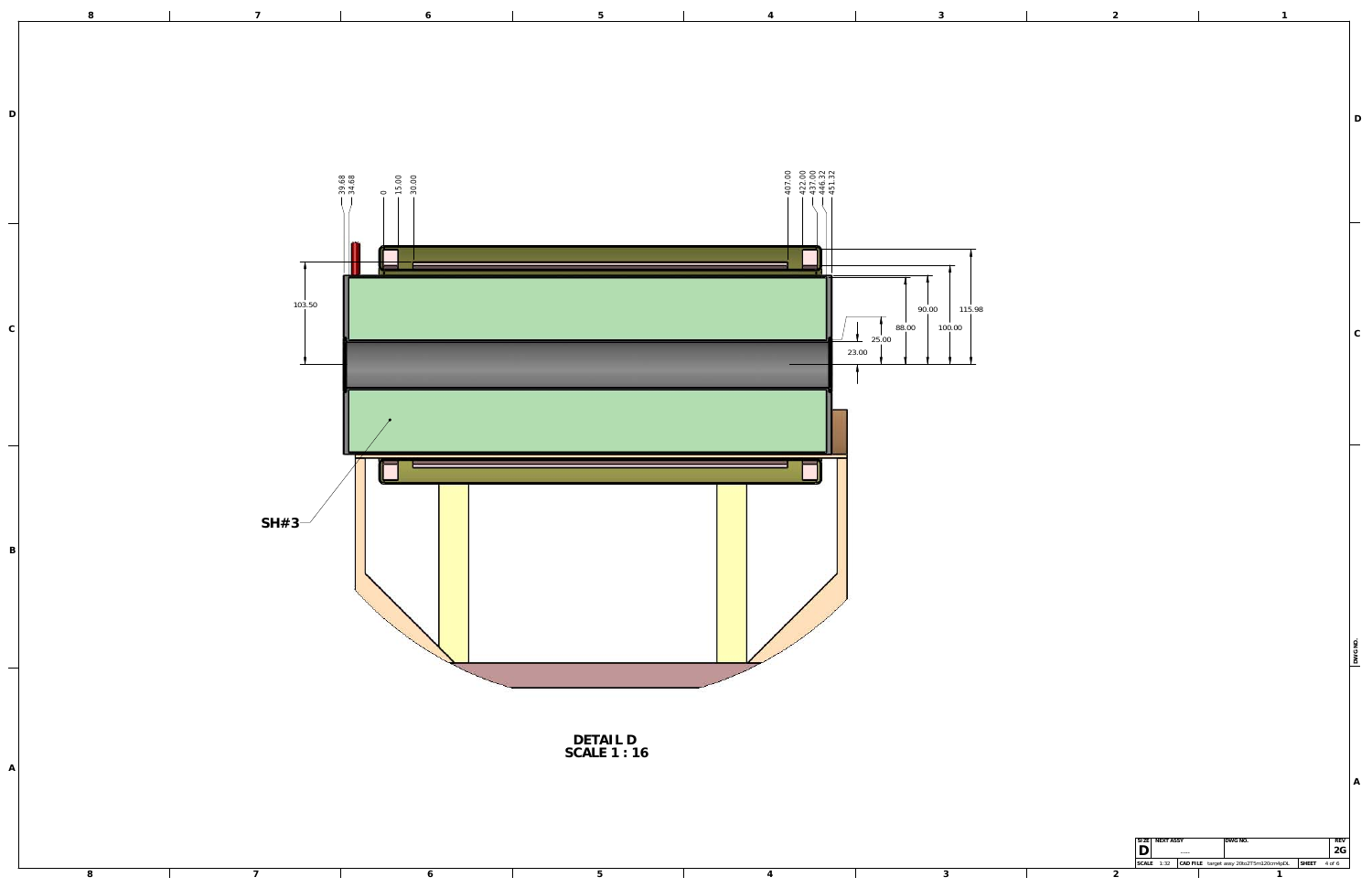39.68
34.68
0
15.00
30.00

407.00
422.00
437.00
446.32
451.32

103.50

25.00
23.00
88.00
90.00
100.00
115.98

SH#3

**DETAIL D**
**SCALE 1 : 16**

| SIZE | NEXT ASSY | DWG NO. | REV |
| --- | --- | --- | --- |
| D | ----- | | 2G |
| SCALE 1:32 | CAD FILE target assy 20to2T5m120cm4pDL | SHEET 4 of 6 | |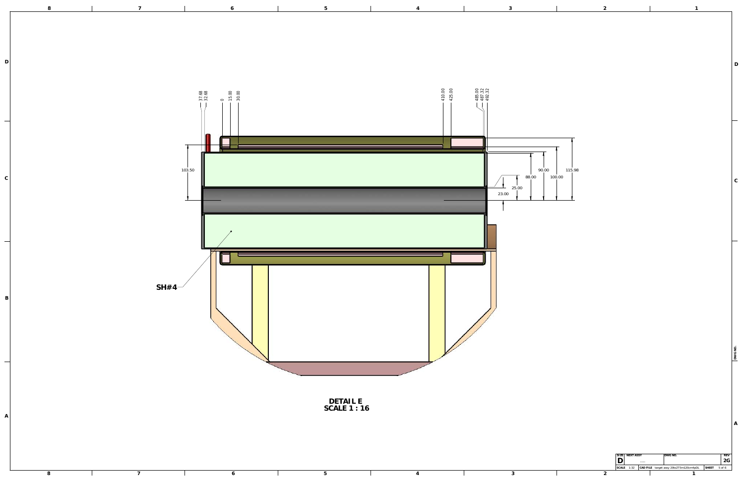37.68
32.68
0
15.00
30.00
410.00
425.00
485.00
487.32
492.32

103.50

88.00
90.00
100.00
115.98
25.00
23.00

SH#4

**DETAIL E**
**SCALE 1 : 16**

| SIZE | NEXT ASSY | DWG NO. | REV |
|---|---|---|---|
| D | ----- | | 2G |
| SCALE 1:32 | CAD FILE target assy 20to275m120cm4pDL | SHEET 5 of 6 | |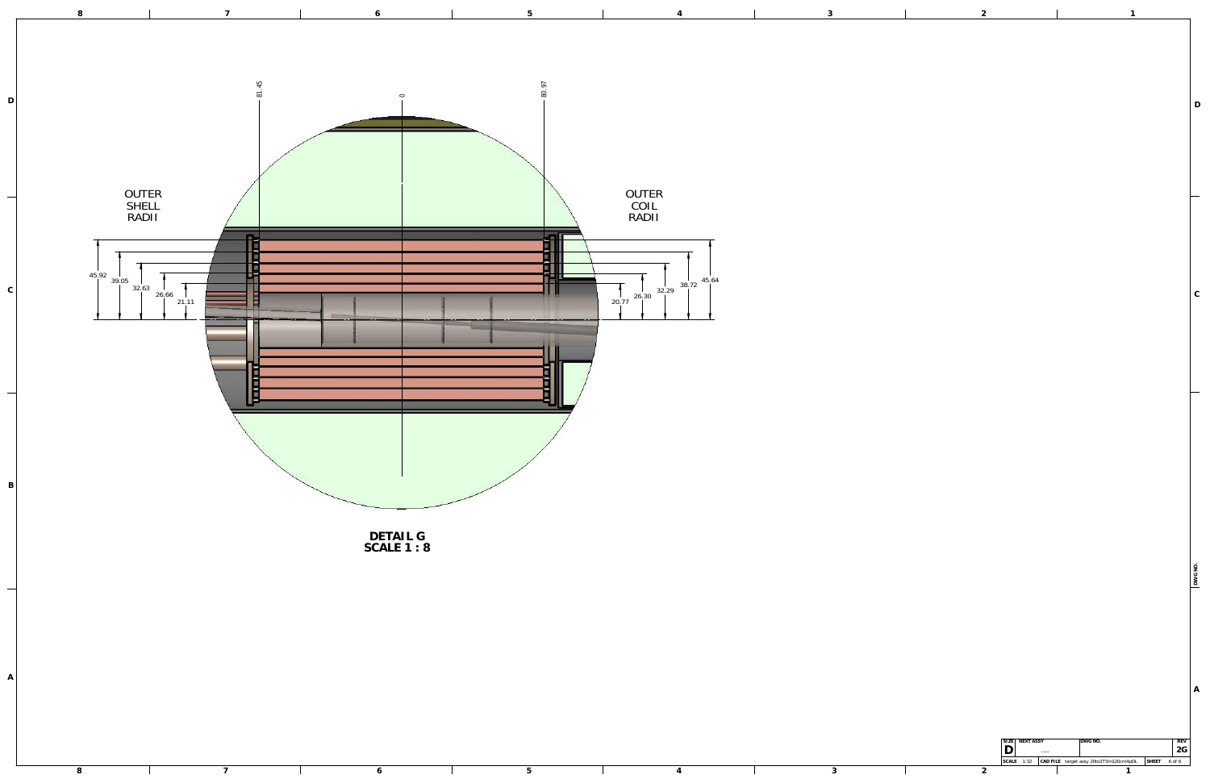81.45

0

80.97

OUTER
SHELL
RADII

45.92
39.05
32.63
26.66
21.11

OUTER
COIL
RADII

20.77
26.30
32.29
38.72
45.64

**DETAIL G**
**SCALE 1 : 8**

| SIZE | NEXT ASSY | DWG NO. | REV |
|---|---|---|---|
| D | ----- | | 2G |
| SCALE 1:32 | CAD FILE target assy 20to2T5m120cm4pDL | SHEET 6 of 6 | |